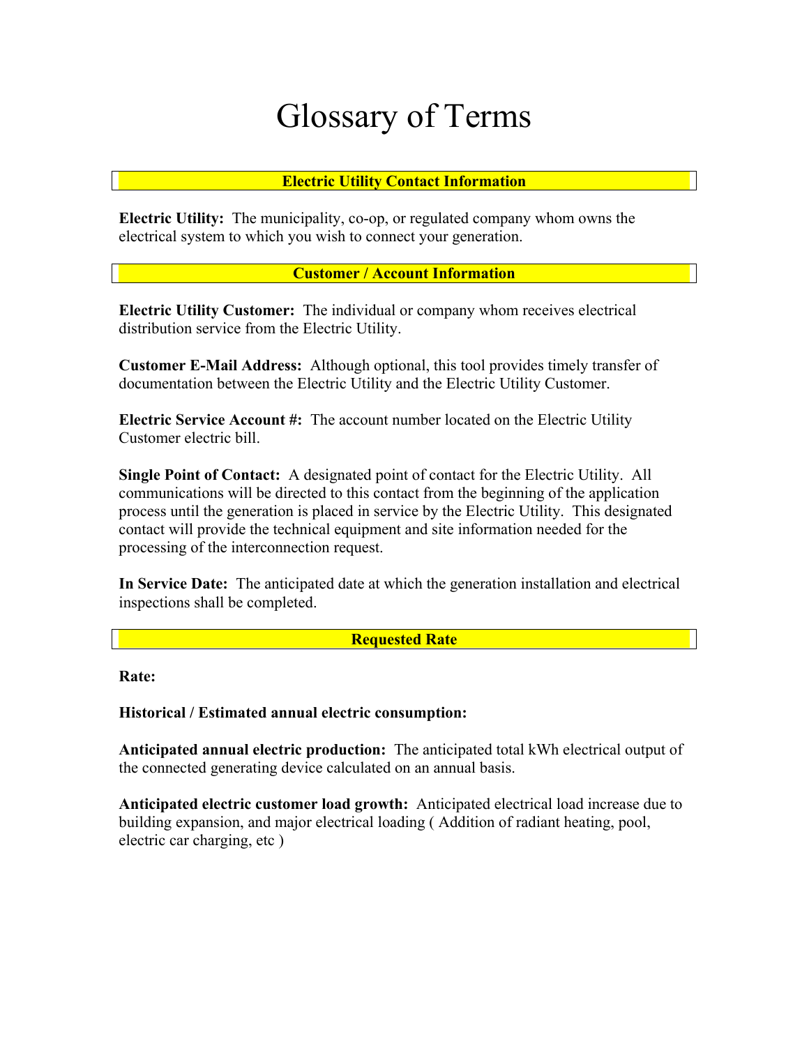# Glossary of Terms

## Electric Utility Contact Information

**Electric Utility:** The municipality, co-op, or regulated company whom owns the electrical system to which you wish to connect your generation.

## Customer / Account Information

**Electric Utility Customer:** The individual or company whom receives electrical distribution service from the Electric Utility.

**Customer E-Mail Address:** Although optional, this tool provides timely transfer of documentation between the Electric Utility and the Electric Utility Customer.

**Electric Service Account #:** The account number located on the Electric Utility Customer electric bill.

**Single Point of Contact:** A designated point of contact for the Electric Utility. All communications will be directed to this contact from the beginning of the application process until the generation is placed in service by the Electric Utility. This designated contact will provide the technical equipment and site information needed for the processing of the interconnection request.

**In Service Date:** The anticipated date at which the generation installation and electrical inspections shall be completed.

## Requested Rate

**Rate:**

**Historical / Estimated annual electric consumption:**

**Anticipated annual electric production:** The anticipated total kWh electrical output of the connected generating device calculated on an annual basis.

**Anticipated electric customer load growth:** Anticipated electrical load increase due to building expansion, and major electrical loading ( Addition of radiant heating, pool, electric car charging, etc )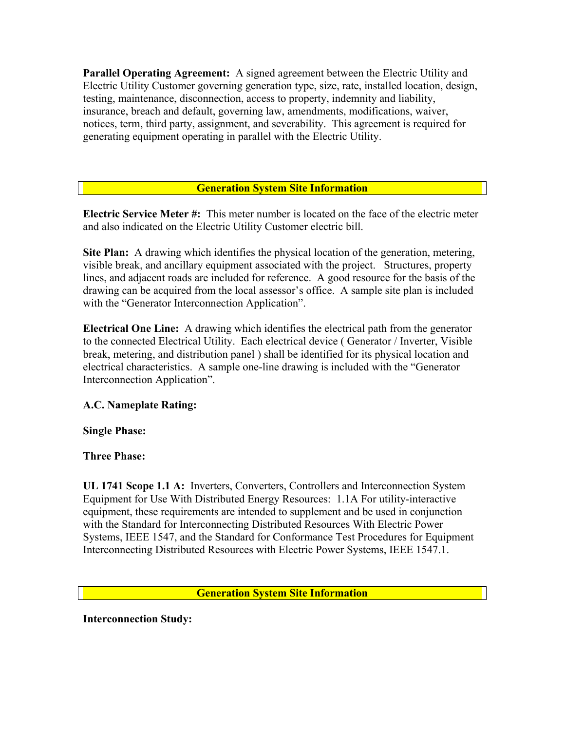**Parallel Operating Agreement:** A signed agreement between the Electric Utility and Electric Utility Customer governing generation type, size, rate, installed location, design, testing, maintenance, disconnection, access to property, indemnity and liability, insurance, breach and default, governing law, amendments, modifications, waiver, notices, term, third party, assignment, and severability. This agreement is required for generating equipment operating in parallel with the Electric Utility.

## Generation System Site Information

**Electric Service Meter #:** This meter number is located on the face of the electric meter and also indicated on the Electric Utility Customer electric bill.

**Site Plan:** A drawing which identifies the physical location of the generation, metering, visible break, and ancillary equipment associated with the project. Structures, property lines, and adjacent roads are included for reference. A good resource for the basis of the drawing can be acquired from the local assessor's office. A sample site plan is included with the "Generator Interconnection Application".

**Electrical One Line:** A drawing which identifies the electrical path from the generator to the connected Electrical Utility. Each electrical device ( Generator / Inverter, Visible break, metering, and distribution panel ) shall be identified for its physical location and electrical characteristics. A sample one-line drawing is included with the "Generator Interconnection Application".

**A.C. Nameplate Rating:**

**Single Phase:**

**Three Phase:**

**UL 1741 Scope 1.1 A:** Inverters, Converters, Controllers and Interconnection System Equipment for Use With Distributed Energy Resources: 1.1A For utility-interactive equipment, these requirements are intended to supplement and be used in conjunction with the Standard for Interconnecting Distributed Resources With Electric Power Systems, IEEE 1547, and the Standard for Conformance Test Procedures for Equipment Interconnecting Distributed Resources with Electric Power Systems, IEEE 1547.1.

## Generation System Site Information

**Interconnection Study:**